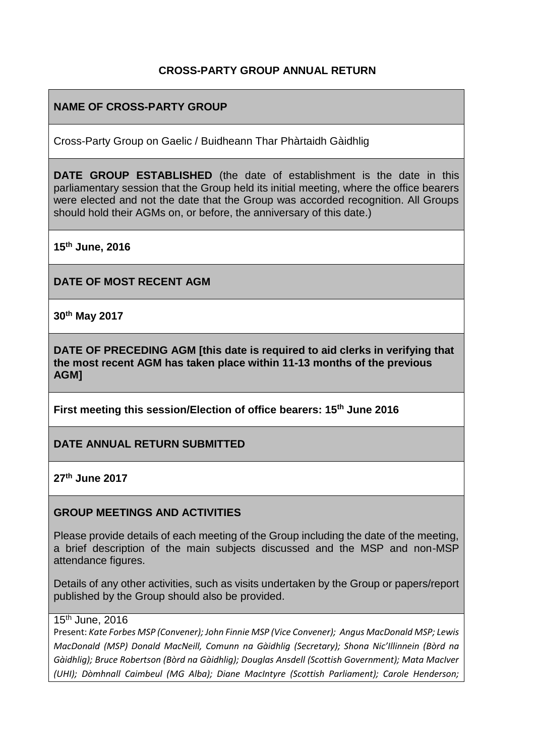**CROSS-PARTY GROUP ANNUAL RETURN**

**NAME OF CROSS-PARTY GROUP**

Cross-Party Group on Gaelic / Buidheann Thar Phàrtaidh Gàidhlig

**DATE GROUP ESTABLISHED** (the date of establishment is the date in this parliamentary session that the Group held its initial meeting, where the office bearers were elected and not the date that the Group was accorded recognition. All Groups should hold their AGMs on, or before, the anniversary of this date.)

**15th June, 2016**

**DATE OF MOST RECENT AGM**

**30th May 2017**

**DATE OF PRECEDING AGM [this date is required to aid clerks in verifying that the most recent AGM has taken place within 11-13 months of the previous AGM]**

**First meeting this session/Election of office bearers: 15th June 2016**

**DATE ANNUAL RETURN SUBMITTED**

**27th June 2017**

**GROUP MEETINGS AND ACTIVITIES**

Please provide details of each meeting of the Group including the date of the meeting, a brief description of the main subjects discussed and the MSP and non-MSP attendance figures.

Details of any other activities, such as visits undertaken by the Group or papers/report published by the Group should also be provided.

15th June, 2016

Present: *Kate Forbes MSP (Convener); John Finnie MSP (Vice Convener); Angus MacDonald MSP; Lewis MacDonald (MSP) Donald MacNeill, Comunn na Gàidhlig (Secretary); Shona Nic'Illinnein (Bòrd na Gàidhlig); Bruce Robertson (Bòrd na Gàidhlig); Douglas Ansdell (Scottish Government); Mata MacIver (UHI); Dòmhnall Caimbeul (MG Alba); Diane MacIntyre (Scottish Parliament); Carole Henderson;*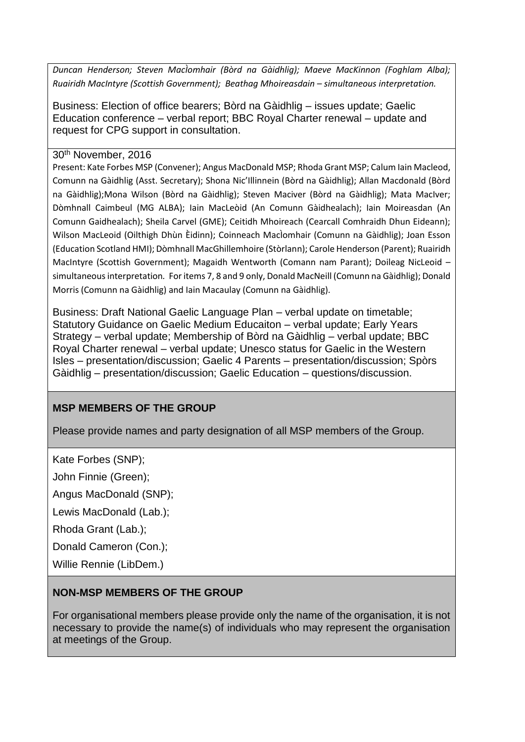*Duncan Henderson; Steven MacÌomhair (Bòrd na Gàidhlig); Maeve MacKinnon (Foghlam Alba); Ruairidh MacIntyre (Scottish Government); Beathag Mhoireasdain – simultaneous interpretation.*

Business: Election of office bearers; Bòrd na Gàidhlig – issues update; Gaelic Education conference – verbal report; BBC Royal Charter renewal – update and request for CPG support in consultation.

30th November, 2016

Present: Kate Forbes MSP (Convener); Angus MacDonald MSP; Rhoda Grant MSP; Calum Iain Macleod, Comunn na Gàidhlig (Asst. Secretary); Shona Nic'Illinnein (Bòrd na Gàidhlig); Allan Macdonald (Bòrd na Gàidhlig);Mona Wilson (Bòrd na Gàidhlig); Steven Maciver (Bòrd na Gàidhlig); Mata MacIver; Dòmhnall Caimbeul (MG ALBA); Iain MacLeòid (An Comunn Gàidhealach); Iain Moireasdan (An Comunn Gaidhealach); Sheila Carvel (GME); Ceitidh Mhoireach (Cearcall Comhraidh Dhun Eideann); Wilson MacLeoid (Oilthigh Dhùn Èidinn); Coinneach MacÌomhair (Comunn na Gàidhlig); Joan Esson (Education Scotland HMI); Dòmhnall MacGhillemhoire (Stòrlann); Carole Henderson (Parent); Ruairidh MacIntyre (Scottish Government); Magaidh Wentworth (Comann nam Parant); Doileag NicLeoid – simultaneous interpretation. For items 7, 8 and 9 only, Donald MacNeill (Comunn na Gàidhlig); Donald Morris (Comunn na Gàidhlig) and Iain Macaulay (Comunn na Gàidhlig).

Business: Draft National Gaelic Language Plan – verbal update on timetable; Statutory Guidance on Gaelic Medium Educaiton – verbal update; Early Years Strategy – verbal update; Membership of Bòrd na Gàidhlig – verbal update; BBC Royal Charter renewal – verbal update; Unesco status for Gaelic in the Western Isles – presentation/discussion; Gaelic 4 Parents – presentation/discussion; Spòrs Gàidhlig – presentation/discussion; Gaelic Education – questions/discussion.

**MSP MEMBERS OF THE GROUP**

Please provide names and party designation of all MSP members of the Group.

Kate Forbes (SNP);

John Finnie (Green);

Angus MacDonald (SNP);

Lewis MacDonald (Lab.);

Rhoda Grant (Lab.);

Donald Cameron (Con.);

Willie Rennie (LibDem.)

**NON-MSP MEMBERS OF THE GROUP**

For organisational members please provide only the name of the organisation, it is not necessary to provide the name(s) of individuals who may represent the organisation at meetings of the Group.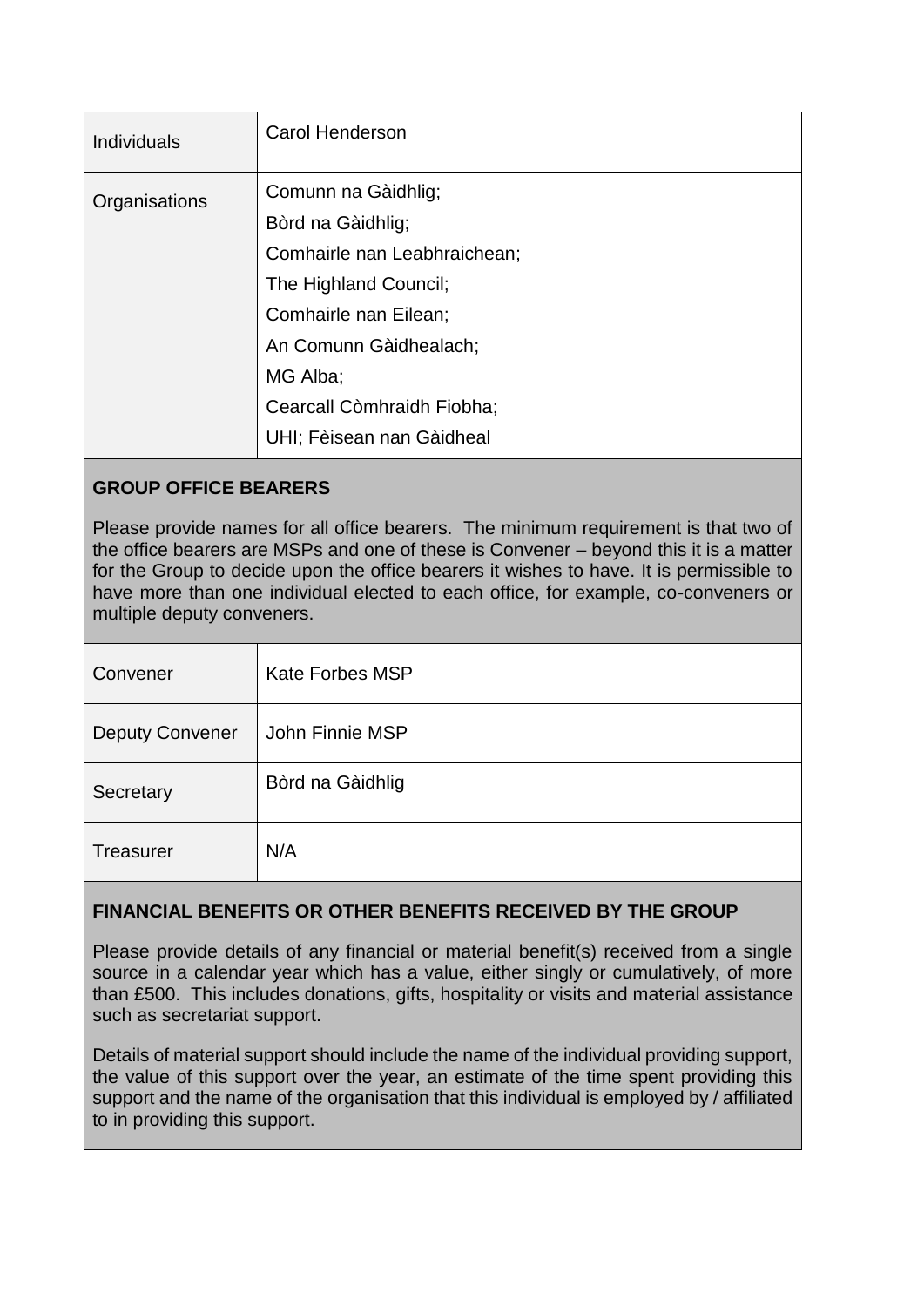| | |
|---|---|
| Individuals | Carol Henderson |
| Organisations | Comunn na Gàidhlig;<br>Bòrd na Gàidhlig;<br>Comhairle nan Leabhraichean;<br>The Highland Council;<br>Comhairle nan Eilean;<br>An Comunn Gàidhealach;<br>MG Alba;<br>Cearcall Còmhraidh Fiobha;<br>UHI; Fèisean nan Gàidheal |

**GROUP OFFICE BEARERS**

Please provide names for all office bearers. The minimum requirement is that two of the office bearers are MSPs and one of these is Convener – beyond this it is a matter for the Group to decide upon the office bearers it wishes to have. It is permissible to have more than one individual elected to each office, for example, co-conveners or multiple deputy conveners.

| | |
|---|---|
| Convener | Kate Forbes MSP |
| Deputy Convener | John Finnie MSP |
| Secretary | Bòrd na Gàidhlig |
| Treasurer | N/A |

**FINANCIAL BENEFITS OR OTHER BENEFITS RECEIVED BY THE GROUP**

Please provide details of any financial or material benefit(s) received from a single source in a calendar year which has a value, either singly or cumulatively, of more than £500. This includes donations, gifts, hospitality or visits and material assistance such as secretariat support.

Details of material support should include the name of the individual providing support, the value of this support over the year, an estimate of the time spent providing this support and the name of the organisation that this individual is employed by / affiliated to in providing this support.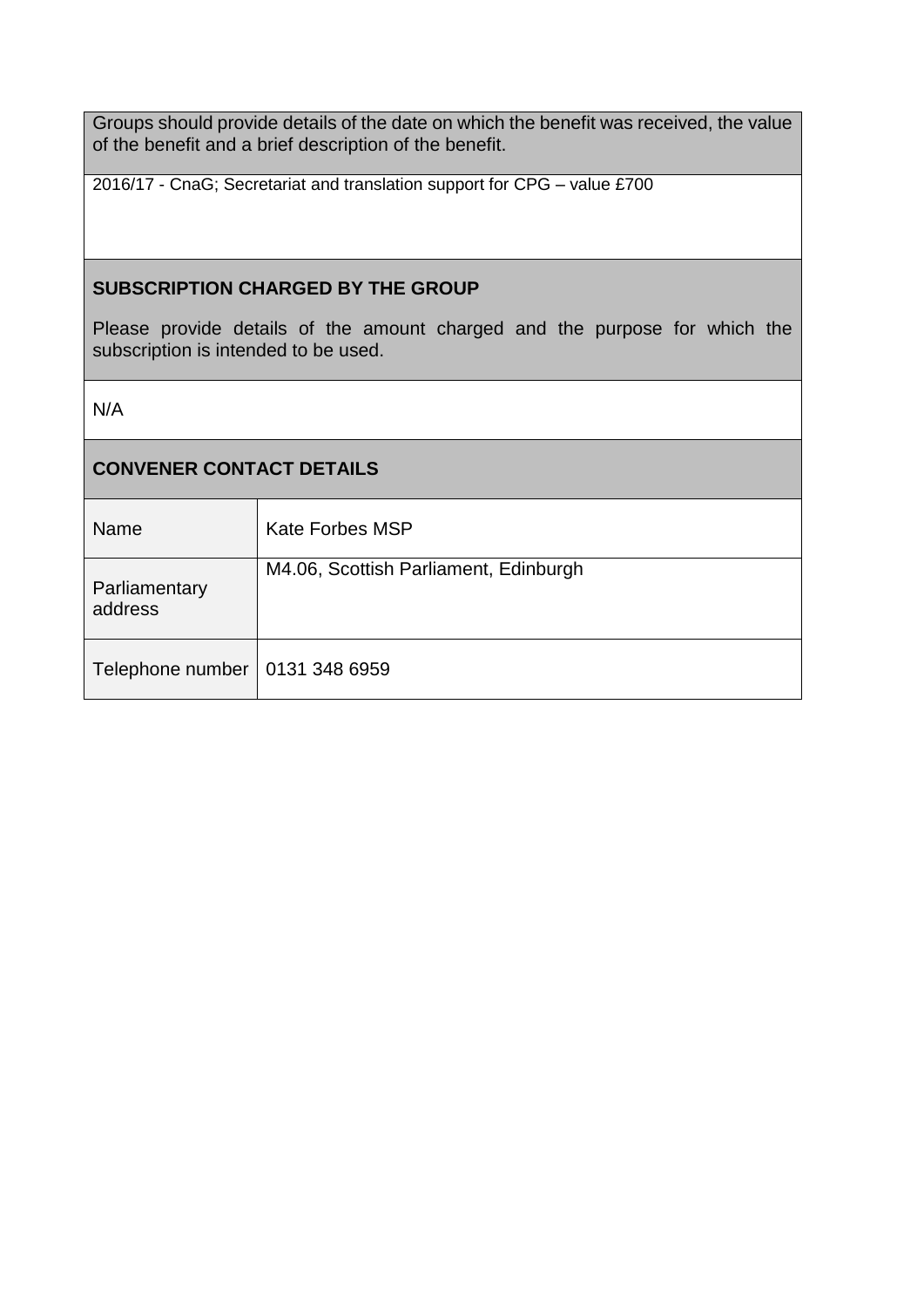Groups should provide details of the date on which the benefit was received, the value of the benefit and a brief description of the benefit.

2016/17 - CnaG; Secretariat and translation support for CPG – value £700

## SUBSCRIPTION CHARGED BY THE GROUP

Please provide details of the amount charged and the purpose for which the subscription is intended to be used.

N/A

## CONVENER CONTACT DETAILS

| | |
|---|---|
| Name | Kate Forbes MSP |
| Parliamentary address | M4.06, Scottish Parliament, Edinburgh |
| Telephone number | 0131 348 6959 |